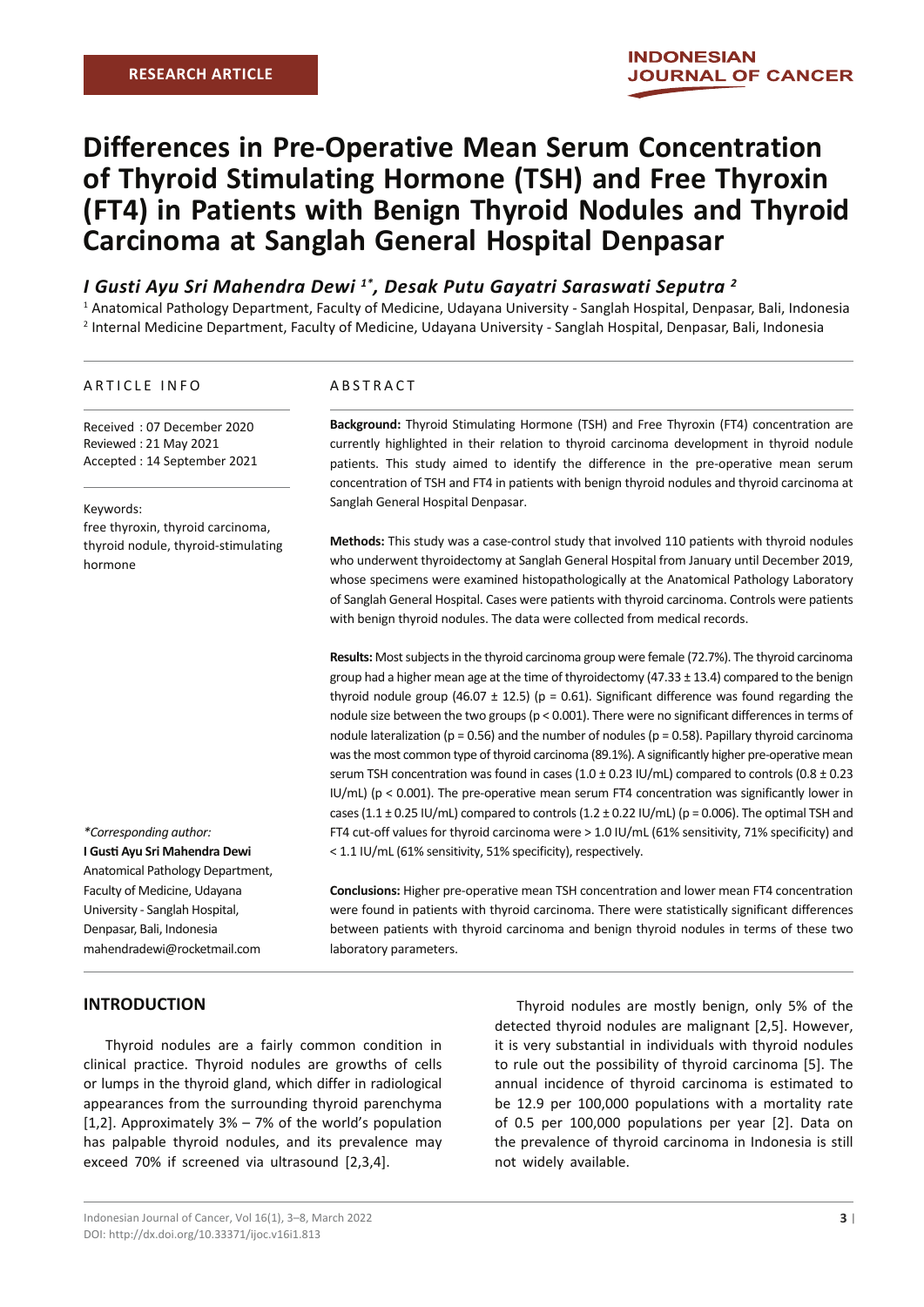RESEARCH ARTICLE

# Differences in Pre-Operative Mean Serum Concentration of Thyroid Stimulating Hormone (TSH) and Free Thyroxin (FT4) in Patients with Benign Thyroid Nodules and Thyroid Carcinoma at Sanglah General Hospital Denpasar

***I Gusti Ayu Sri Mahendra Dewi [1*], Desak Putu Gayatri Saraswati Seputra [2]***

[1] Anatomical Pathology Department, Faculty of Medicine, Udayana University - Sanglah Hospital, Denpasar, Bali, Indonesia
[2] Internal Medicine Department, Faculty of Medicine, Udayana University - Sanglah Hospital, Denpasar, Bali, Indonesia

## ARTICLE INFO

Received : 07 December 2020
Reviewed : 21 May 2021
Accepted : 14 September 2021

Keywords:
free thyroxin, thyroid carcinoma, thyroid nodule, thyroid-stimulating hormone

*\*Corresponding author:*
**I Gusti Ayu Sri Mahendra Dewi**
Anatomical Pathology Department, Faculty of Medicine, Udayana University - Sanglah Hospital, Denpasar, Bali, Indonesia
mahendradewi@rocketmail.com

## ABSTRACT

**Background:** Thyroid Stimulating Hormone (TSH) and Free Thyroxin (FT4) concentration are currently highlighted in their relation to thyroid carcinoma development in thyroid nodule patients. This study aimed to identify the difference in the pre-operative mean serum concentration of TSH and FT4 in patients with benign thyroid nodules and thyroid carcinoma at Sanglah General Hospital Denpasar.

**Methods:** This study was a case-control study that involved 110 patients with thyroid nodules who underwent thyroidectomy at Sanglah General Hospital from January until December 2019, whose specimens were examined histopathologically at the Anatomical Pathology Laboratory of Sanglah General Hospital. Cases were patients with thyroid carcinoma. Controls were patients with benign thyroid nodules. The data were collected from medical records.

**Results:** Most subjects in the thyroid carcinoma group were female (72.7%). The thyroid carcinoma group had a higher mean age at the time of thyroidectomy (47.33 ± 13.4) compared to the benign thyroid nodule group (46.07 ± 12.5) ($p = 0.61$). Significant difference was found regarding the nodule size between the two groups ($p < 0.001$). There were no significant differences in terms of nodule lateralization ($p = 0.56$) and the number of nodules ($p = 0.58$). Papillary thyroid carcinoma was the most common type of thyroid carcinoma (89.1%). A significantly higher pre-operative mean serum TSH concentration was found in cases (1.0 ± 0.23 IU/mL) compared to controls (0.8 ± 0.23 IU/mL) ($p < 0.001$). The pre-operative mean serum FT4 concentration was significantly lower in cases (1.1 ± 0.25 IU/mL) compared to controls (1.2 ± 0.22 IU/mL) ($p = 0.006$). The optimal TSH and FT4 cut-off values for thyroid carcinoma were > 1.0 IU/mL (61% sensitivity, 71% specificity) and < 1.1 IU/mL (61% sensitivity, 51% specificity), respectively.

**Conclusions:** Higher pre-operative mean TSH concentration and lower mean FT4 concentration were found in patients with thyroid carcinoma. There were statistically significant differences between patients with thyroid carcinoma and benign thyroid nodules in terms of these two laboratory parameters.

## INTRODUCTION

Thyroid nodules are a fairly common condition in clinical practice. Thyroid nodules are growths of cells or lumps in the thyroid gland, which differ in radiological appearances from the surrounding thyroid parenchyma [1,2]. Approximately 3% – 7% of the world's population has palpable thyroid nodules, and its prevalence may exceed 70% if screened via ultrasound [2,3,4].

Thyroid nodules are mostly benign, only 5% of the detected thyroid nodules are malignant [2,5]. However, it is very substantial in individuals with thyroid nodules to rule out the possibility of thyroid carcinoma [5]. The annual incidence of thyroid carcinoma is estimated to be 12.9 per 100,000 populations with a mortality rate of 0.5 per 100,000 populations per year [2]. Data on the prevalence of thyroid carcinoma in Indonesia is still not widely available.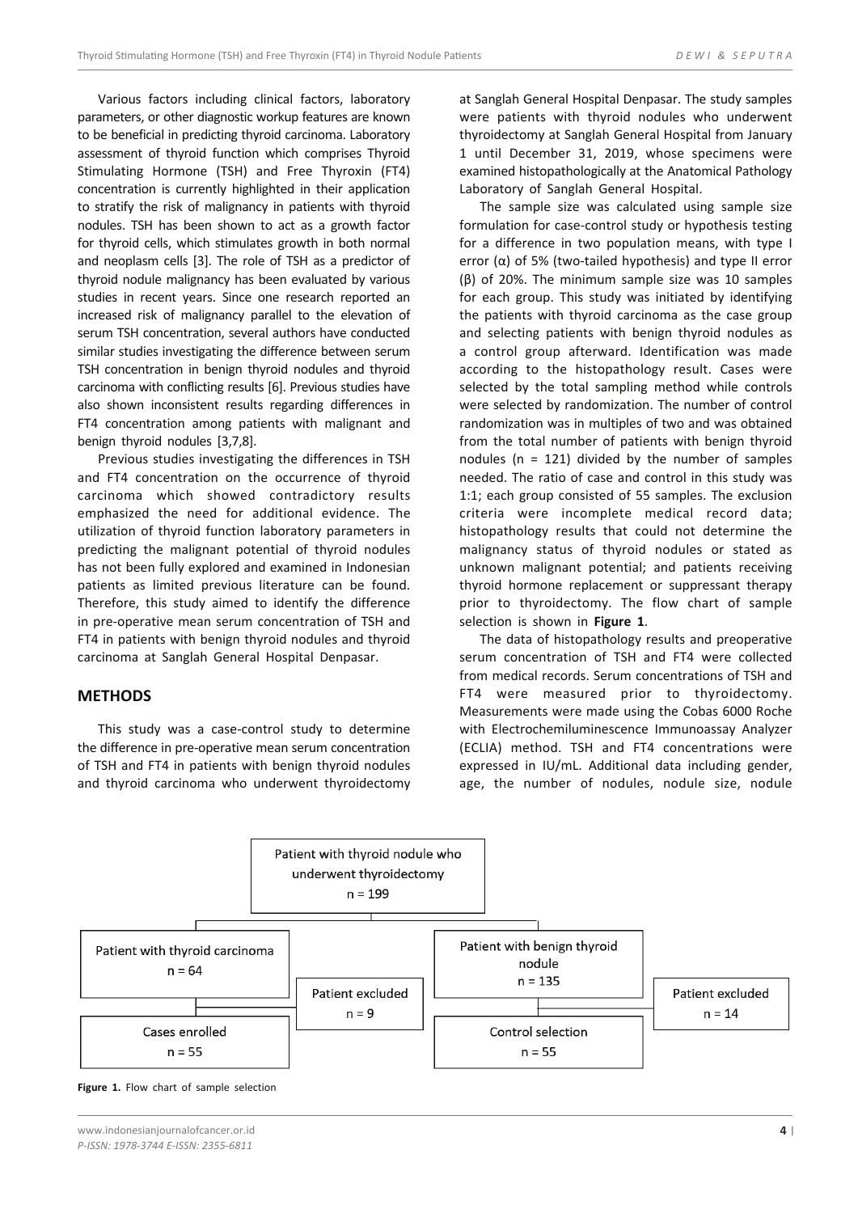Various factors including clinical factors, laboratory parameters, or other diagnostic workup features are known to be beneficial in predicting thyroid carcinoma. Laboratory assessment of thyroid function which comprises Thyroid Stimulating Hormone (TSH) and Free Thyroxin (FT4) concentration is currently highlighted in their application to stratify the risk of malignancy in patients with thyroid nodules. TSH has been shown to act as a growth factor for thyroid cells, which stimulates growth in both normal and neoplasm cells [3]. The role of TSH as a predictor of thyroid nodule malignancy has been evaluated by various studies in recent years. Since one research reported an increased risk of malignancy parallel to the elevation of serum TSH concentration, several authors have conducted similar studies investigating the difference between serum TSH concentration in benign thyroid nodules and thyroid carcinoma with conflicting results [6]. Previous studies have also shown inconsistent results regarding differences in FT4 concentration among patients with malignant and benign thyroid nodules [3,7,8].

Previous studies investigating the differences in TSH and FT4 concentration on the occurrence of thyroid carcinoma which showed contradictory results emphasized the need for additional evidence. The utilization of thyroid function laboratory parameters in predicting the malignant potential of thyroid nodules has not been fully explored and examined in Indonesian patients as limited previous literature can be found. Therefore, this study aimed to identify the difference in pre-operative mean serum concentration of TSH and FT4 in patients with benign thyroid nodules and thyroid carcinoma at Sanglah General Hospital Denpasar.

## METHODS

This study was a case-control study to determine the difference in pre-operative mean serum concentration of TSH and FT4 in patients with benign thyroid nodules and thyroid carcinoma who underwent thyroidectomy at Sanglah General Hospital Denpasar. The study samples were patients with thyroid nodules who underwent thyroidectomy at Sanglah General Hospital from January 1 until December 31, 2019, whose specimens were examined histopathologically at the Anatomical Pathology Laboratory of Sanglah General Hospital.

The sample size was calculated using sample size formulation for case-control study or hypothesis testing for a difference in two population means, with type I error (α) of 5% (two-tailed hypothesis) and type II error (β) of 20%. The minimum sample size was 10 samples for each group. This study was initiated by identifying the patients with thyroid carcinoma as the case group and selecting patients with benign thyroid nodules as a control group afterward. Identification was made according to the histopathology result. Cases were selected by the total sampling method while controls were selected by randomization. The number of control randomization was in multiples of two and was obtained from the total number of patients with benign thyroid nodules (n = 121) divided by the number of samples needed. The ratio of case and control in this study was 1:1; each group consisted of 55 samples. The exclusion criteria were incomplete medical record data; histopathology results that could not determine the malignancy status of thyroid nodules or stated as unknown malignant potential; and patients receiving thyroid hormone replacement or suppressant therapy prior to thyroidectomy. The flow chart of sample selection is shown in **Figure 1**.

The data of histopathology results and preoperative serum concentration of TSH and FT4 were collected from medical records. Serum concentrations of TSH and FT4 were measured prior to thyroidectomy. Measurements were made using the Cobas 6000 Roche with Electrochemiluminescence Immunoassay Analyzer (ECLIA) method. TSH and FT4 concentrations were expressed in IU/mL. Additional data including gender, age, the number of nodules, nodule size, nodule

Patient with thyroid nodule who underwent thyroidectomy n = 199

Patient with thyroid carcinoma n = 64 → Patient excluded n = 9 → Cases enrolled n = 55

Patient with benign thyroid nodule n = 135 → Patient excluded n = 14 → Control selection n = 55

**Figure 1.** Flow chart of sample selection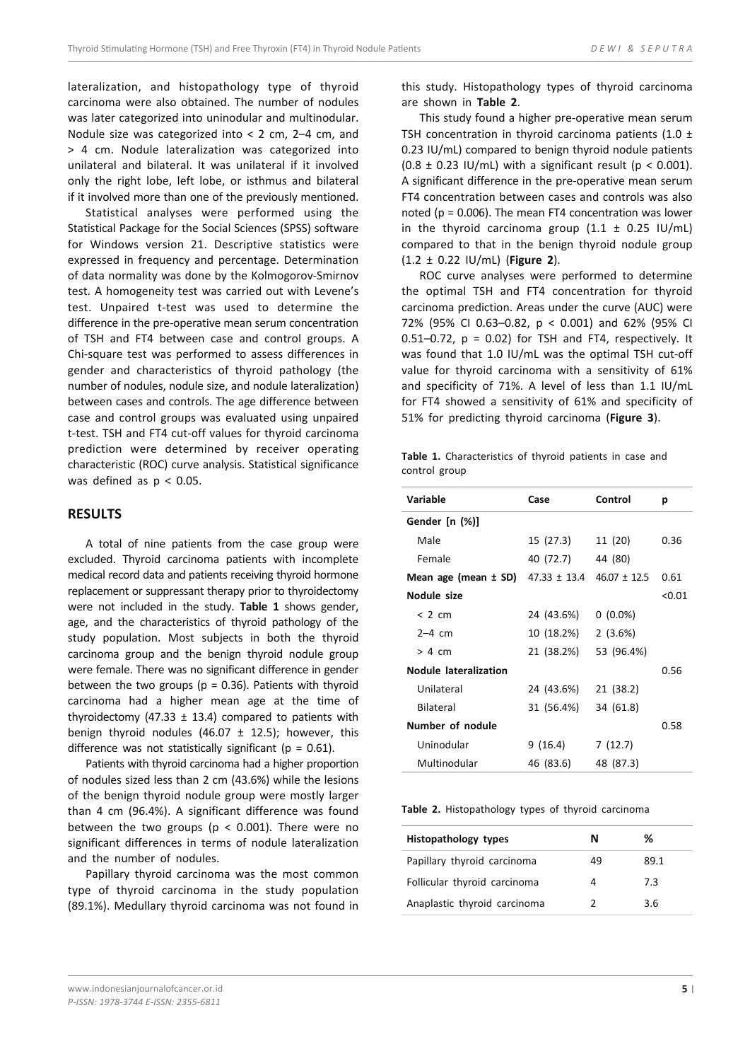lateralization, and histopathology type of thyroid carcinoma were also obtained. The number of nodules was later categorized into uninodular and multinodular. Nodule size was categorized into < 2 cm, 2–4 cm, and > 4 cm. Nodule lateralization was categorized into unilateral and bilateral. It was unilateral if it involved only the right lobe, left lobe, or isthmus and bilateral if it involved more than one of the previously mentioned.

Statistical analyses were performed using the Statistical Package for the Social Sciences (SPSS) software for Windows version 21. Descriptive statistics were expressed in frequency and percentage. Determination of data normality was done by the Kolmogorov-Smirnov test. A homogeneity test was carried out with Levene's test. Unpaired t-test was used to determine the difference in the pre-operative mean serum concentration of TSH and FT4 between case and control groups. A Chi-square test was performed to assess differences in gender and characteristics of thyroid pathology (the number of nodules, nodule size, and nodule lateralization) between cases and controls. The age difference between case and control groups was evaluated using unpaired t-test. TSH and FT4 cut-off values for thyroid carcinoma prediction were determined by receiver operating characteristic (ROC) curve analysis. Statistical significance was defined as $p < 0.05$.

## RESULTS

A total of nine patients from the case group were excluded. Thyroid carcinoma patients with incomplete medical record data and patients receiving thyroid hormone replacement or suppressant therapy prior to thyroidectomy were not included in the study. **Table 1** shows gender, age, and the characteristics of thyroid pathology of the study population. Most subjects in both the thyroid carcinoma group and the benign thyroid nodule group were female. There was no significant difference in gender between the two groups ($p = 0.36$). Patients with thyroid carcinoma had a higher mean age at the time of thyroidectomy (47.33 ± 13.4) compared to patients with benign thyroid nodules (46.07 ± 12.5); however, this difference was not statistically significant ($p = 0.61$).

Patients with thyroid carcinoma had a higher proportion of nodules sized less than 2 cm (43.6%) while the lesions of the benign thyroid nodule group were mostly larger than 4 cm (96.4%). A significant difference was found between the two groups ($p < 0.001$). There were no significant differences in terms of nodule lateralization and the number of nodules.

Papillary thyroid carcinoma was the most common type of thyroid carcinoma in the study population (89.1%). Medullary thyroid carcinoma was not found in this study. Histopathology types of thyroid carcinoma are shown in **Table 2**.

This study found a higher pre-operative mean serum TSH concentration in thyroid carcinoma patients (1.0 ± 0.23 IU/mL) compared to benign thyroid nodule patients (0.8 ± 0.23 IU/mL) with a significant result ($p < 0.001$). A significant difference in the pre-operative mean serum FT4 concentration between cases and controls was also noted ($p = 0.006$). The mean FT4 concentration was lower in the thyroid carcinoma group (1.1 ± 0.25 IU/mL) compared to that in the benign thyroid nodule group (1.2 ± 0.22 IU/mL) (**Figure 2**).

ROC curve analyses were performed to determine the optimal TSH and FT4 concentration for thyroid carcinoma prediction. Areas under the curve (AUC) were 72% (95% CI 0.63–0.82, $p < 0.001$) and 62% (95% CI 0.51–0.72, $p = 0.02$) for TSH and FT4, respectively. It was found that 1.0 IU/mL was the optimal TSH cut-off value for thyroid carcinoma with a sensitivity of 61% and specificity of 71%. A level of less than 1.1 IU/mL for FT4 showed a sensitivity of 61% and specificity of 51% for predicting thyroid carcinoma (**Figure 3**).

**Table 1.** Characteristics of thyroid patients in case and control group

| Variable | Case | Control | p |
|---|---|---|---|
| **Gender [n (%)]** | | | |
| Male | 15 (27.3) | 11 (20) | 0.36 |
| Female | 40 (72.7) | 44 (80) | |
| **Mean age (mean ± SD)** | 47.33 ± 13.4 | 46.07 ± 12.5 | 0.61 |
| **Nodule size** | | | <0.01 |
| < 2 cm | 24 (43.6%) | 0 (0.0%) | |
| 2–4 cm | 10 (18.2%) | 2 (3.6%) | |
| > 4 cm | 21 (38.2%) | 53 (96.4%) | |
| **Nodule lateralization** | | | 0.56 |
| Unilateral | 24 (43.6%) | 21 (38.2) | |
| Bilateral | 31 (56.4%) | 34 (61.8) | |
| **Number of nodule** | | | 0.58 |
| Uninodular | 9 (16.4) | 7 (12.7) | |
| Multinodular | 46 (83.6) | 48 (87.3) | |

**Table 2.** Histopathology types of thyroid carcinoma

| Histopathology types | N | % |
|---|---|---|
| Papillary thyroid carcinoma | 49 | 89.1 |
| Follicular thyroid carcinoma | 4 | 7.3 |
| Anaplastic thyroid carcinoma | 2 | 3.6 |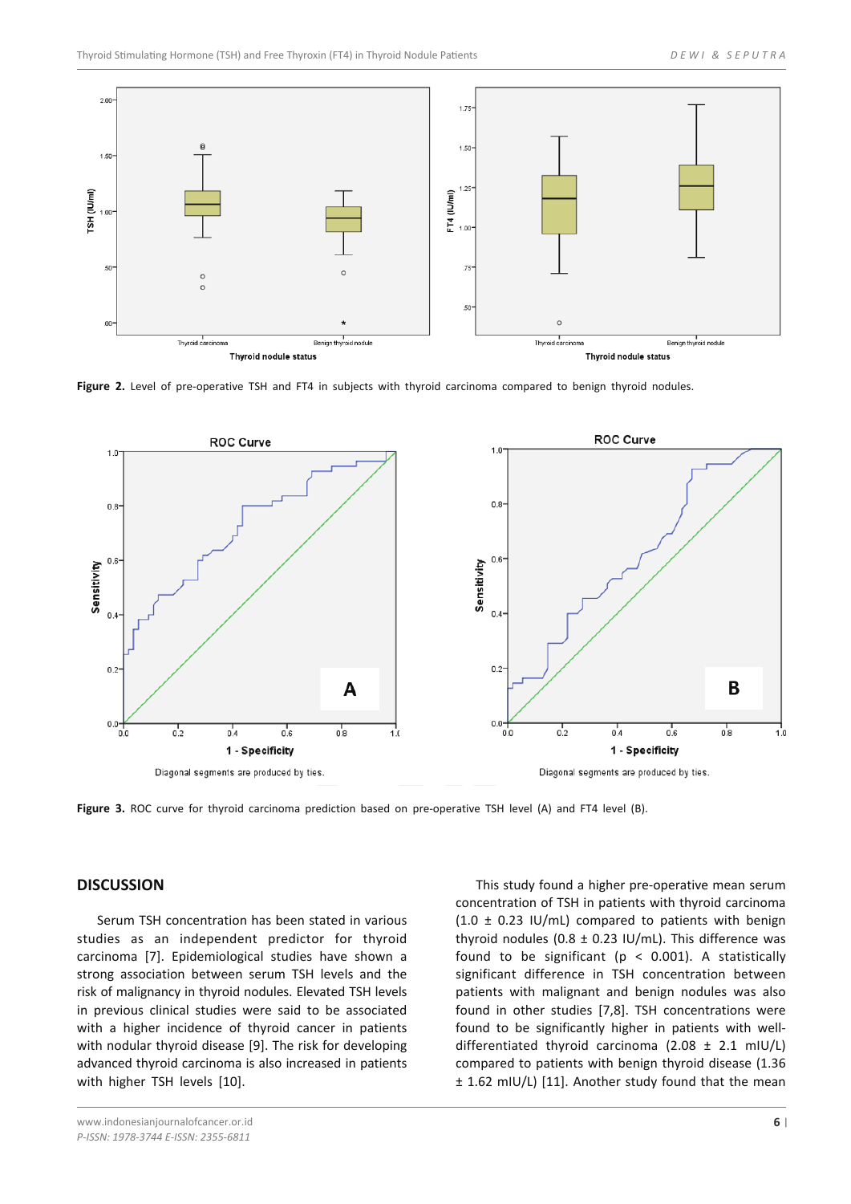Figure 2. Level of pre-operative TSH and FT4 in subjects with thyroid carcinoma compared to benign thyroid nodules.

Figure 3. ROC curve for thyroid carcinoma prediction based on pre-operative TSH level (A) and FT4 level (B).

## DISCUSSION

Serum TSH concentration has been stated in various studies as an independent predictor for thyroid carcinoma [7]. Epidemiological studies have shown a strong association between serum TSH levels and the risk of malignancy in thyroid nodules. Elevated TSH levels in previous clinical studies were said to be associated with a higher incidence of thyroid cancer in patients with nodular thyroid disease [9]. The risk for developing advanced thyroid carcinoma is also increased in patients with higher TSH levels [10].

This study found a higher pre-operative mean serum concentration of TSH in patients with thyroid carcinoma (1.0 ± 0.23 IU/mL) compared to patients with benign thyroid nodules (0.8 ± 0.23 IU/mL). This difference was found to be significant ($p < 0.001$). A statistically significant difference in TSH concentration between patients with malignant and benign nodules was also found in other studies [7,8]. TSH concentrations were found to be significantly higher in patients with well-differentiated thyroid carcinoma (2.08 ± 2.1 mIU/L) compared to patients with benign thyroid disease (1.36 ± 1.62 mIU/L) [11]. Another study found that the mean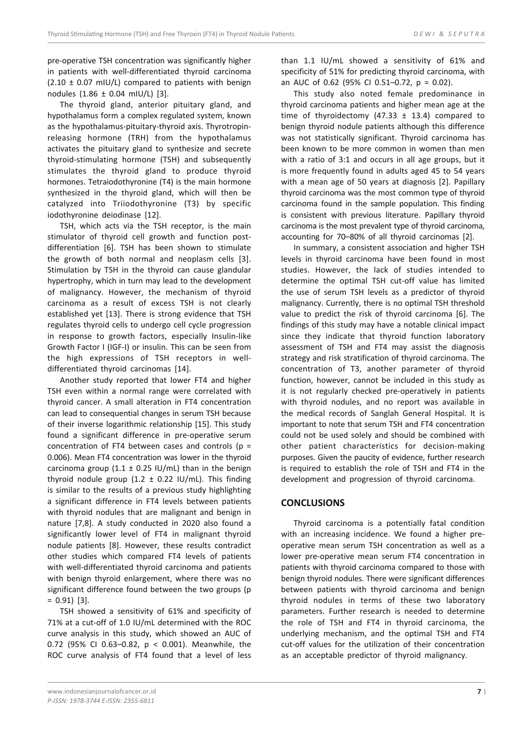pre-operative TSH concentration was significantly higher in patients with well-differentiated thyroid carcinoma (2.10 ± 0.07 mIU/L) compared to patients with benign nodules (1.86 ± 0.04 mIU/L) [3].

The thyroid gland, anterior pituitary gland, and hypothalamus form a complex regulated system, known as the hypothalamus-pituitary-thyroid axis. Thyrotropin-releasing hormone (TRH) from the hypothalamus activates the pituitary gland to synthesize and secrete thyroid-stimulating hormone (TSH) and subsequently stimulates the thyroid gland to produce thyroid hormones. Tetraiodothyronine (T4) is the main hormone synthesized in the thyroid gland, which will then be catalyzed into Triiodothyronine (T3) by specific iodothyronine deiodinase [12].

TSH, which acts via the TSH receptor, is the main stimulator of thyroid cell growth and function post-differentiation [6]. TSH has been shown to stimulate the growth of both normal and neoplasm cells [3]. Stimulation by TSH in the thyroid can cause glandular hypertrophy, which in turn may lead to the development of malignancy. However, the mechanism of thyroid carcinoma as a result of excess TSH is not clearly established yet [13]. There is strong evidence that TSH regulates thyroid cells to undergo cell cycle progression in response to growth factors, especially Insulin-like Growth Factor I (IGF-I) or insulin. This can be seen from the high expressions of TSH receptors in well-differentiated thyroid carcinomas [14].

Another study reported that lower FT4 and higher TSH even within a normal range were correlated with thyroid cancer. A small alteration in FT4 concentration can lead to consequential changes in serum TSH because of their inverse logarithmic relationship [15]. This study found a significant difference in pre-operative serum concentration of FT4 between cases and controls ($p = 0.006$). Mean FT4 concentration was lower in the thyroid carcinoma group (1.1 ± 0.25 IU/mL) than in the benign thyroid nodule group (1.2 ± 0.22 IU/mL). This finding is similar to the results of a previous study highlighting a significant difference in FT4 levels between patients with thyroid nodules that are malignant and benign in nature [7,8]. A study conducted in 2020 also found a significantly lower level of FT4 in malignant thyroid nodule patients [8]. However, these results contradict other studies which compared FT4 levels of patients with well-differentiated thyroid carcinoma and patients with benign thyroid enlargement, where there was no significant difference found between the two groups ($p = 0.91$) [3].

TSH showed a sensitivity of 61% and specificity of 71% at a cut-off of 1.0 IU/mL determined with the ROC curve analysis in this study, which showed an AUC of 0.72 (95% CI 0.63–0.82, $p < 0.001$). Meanwhile, the ROC curve analysis of FT4 found that a level of less than 1.1 IU/mL showed a sensitivity of 61% and specificity of 51% for predicting thyroid carcinoma, with an AUC of 0.62 (95% CI 0.51–0.72, $p = 0.02$).

This study also noted female predominance in thyroid carcinoma patients and higher mean age at the time of thyroidectomy (47.33 ± 13.4) compared to benign thyroid nodule patients although this difference was not statistically significant. Thyroid carcinoma has been known to be more common in women than men with a ratio of 3:1 and occurs in all age groups, but it is more frequently found in adults aged 45 to 54 years with a mean age of 50 years at diagnosis [2]. Papillary thyroid carcinoma was the most common type of thyroid carcinoma found in the sample population. This finding is consistent with previous literature. Papillary thyroid carcinoma is the most prevalent type of thyroid carcinoma, accounting for 70–80% of all thyroid carcinomas [2].

In summary, a consistent association and higher TSH levels in thyroid carcinoma have been found in most studies. However, the lack of studies intended to determine the optimal TSH cut-off value has limited the use of serum TSH levels as a predictor of thyroid malignancy. Currently, there is no optimal TSH threshold value to predict the risk of thyroid carcinoma [6]. The findings of this study may have a notable clinical impact since they indicate that thyroid function laboratory assessment of TSH and FT4 may assist the diagnosis strategy and risk stratification of thyroid carcinoma. The concentration of T3, another parameter of thyroid function, however, cannot be included in this study as it is not regularly checked pre-operatively in patients with thyroid nodules, and no report was available in the medical records of Sanglah General Hospital. It is important to note that serum TSH and FT4 concentration could not be used solely and should be combined with other patient characteristics for decision-making purposes. Given the paucity of evidence, further research is required to establish the role of TSH and FT4 in the development and progression of thyroid carcinoma.

## CONCLUSIONS

Thyroid carcinoma is a potentially fatal condition with an increasing incidence. We found a higher pre-operative mean serum TSH concentration as well as a lower pre-operative mean serum FT4 concentration in patients with thyroid carcinoma compared to those with benign thyroid nodules. There were significant differences between patients with thyroid carcinoma and benign thyroid nodules in terms of these two laboratory parameters. Further research is needed to determine the role of TSH and FT4 in thyroid carcinoma, the underlying mechanism, and the optimal TSH and FT4 cut-off values for the utilization of their concentration as an acceptable predictor of thyroid malignancy.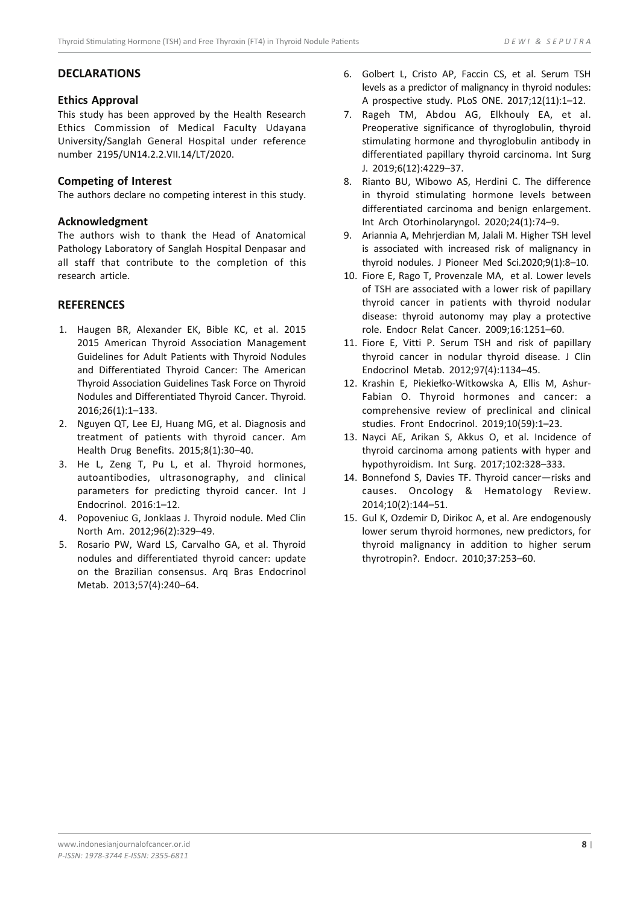## DECLARATIONS

### Ethics Approval

This study has been approved by the Health Research Ethics Commission of Medical Faculty Udayana University/Sanglah General Hospital under reference number 2195/UN14.2.2.VII.14/LT/2020.

### Competing of Interest

The authors declare no competing interest in this study.

### Acknowledgment

The authors wish to thank the Head of Anatomical Pathology Laboratory of Sanglah Hospital Denpasar and all staff that contribute to the completion of this research article.

## REFERENCES

1. Haugen BR, Alexander EK, Bible KC, et al. 2015 2015 American Thyroid Association Management Guidelines for Adult Patients with Thyroid Nodules and Differentiated Thyroid Cancer: The American Thyroid Association Guidelines Task Force on Thyroid Nodules and Differentiated Thyroid Cancer. Thyroid. 2016;26(1):1–133.
2. Nguyen QT, Lee EJ, Huang MG, et al. Diagnosis and treatment of patients with thyroid cancer. Am Health Drug Benefits. 2015;8(1):30–40.
3. He L, Zeng T, Pu L, et al. Thyroid hormones, autoantibodies, ultrasonography, and clinical parameters for predicting thyroid cancer. Int J Endocrinol. 2016:1–12.
4. Popoveniuc G, Jonklaas J. Thyroid nodule. Med Clin North Am. 2012;96(2):329–49.
5. Rosario PW, Ward LS, Carvalho GA, et al. Thyroid nodules and differentiated thyroid cancer: update on the Brazilian consensus. Arq Bras Endocrinol Metab. 2013;57(4):240–64.
6. Golbert L, Cristo AP, Faccin CS, et al. Serum TSH levels as a predictor of malignancy in thyroid nodules: A prospective study. PLoS ONE. 2017;12(11):1–12.
7. Rageh TM, Abdou AG, Elkhouly EA, et al. Preoperative significance of thyroglobulin, thyroid stimulating hormone and thyroglobulin antibody in differentiated papillary thyroid carcinoma. Int Surg J. 2019;6(12):4229–37.
8. Rianto BU, Wibowo AS, Herdini C. The difference in thyroid stimulating hormone levels between differentiated carcinoma and benign enlargement. Int Arch Otorhinolaryngol. 2020;24(1):74–9.
9. Ariannia A, Mehrjerdian M, Jalali M. Higher TSH level is associated with increased risk of malignancy in thyroid nodules. J Pioneer Med Sci.2020;9(1):8–10.
10. Fiore E, Rago T, Provenzale MA, et al. Lower levels of TSH are associated with a lower risk of papillary thyroid cancer in patients with thyroid nodular disease: thyroid autonomy may play a protective role. Endocr Relat Cancer. 2009;16:1251–60.
11. Fiore E, Vitti P. Serum TSH and risk of papillary thyroid cancer in nodular thyroid disease. J Clin Endocrinol Metab. 2012;97(4):1134–45.
12. Krashin E, Piekiełko-Witkowska A, Ellis M, Ashur-Fabian O. Thyroid hormones and cancer: a comprehensive review of preclinical and clinical studies. Front Endocrinol. 2019;10(59):1–23.
13. Nayci AE, Arikan S, Akkus O, et al. Incidence of thyroid carcinoma among patients with hyper and hypothyroidism. Int Surg. 2017;102:328–333.
14. Bonnefond S, Davies TF. Thyroid cancer—risks and causes. Oncology & Hematology Review. 2014;10(2):144–51.
15. Gul K, Ozdemir D, Dirikoc A, et al. Are endogenously lower serum thyroid hormones, new predictors, for thyroid malignancy in addition to higher serum thyrotropin?. Endocr. 2010;37:253–60.